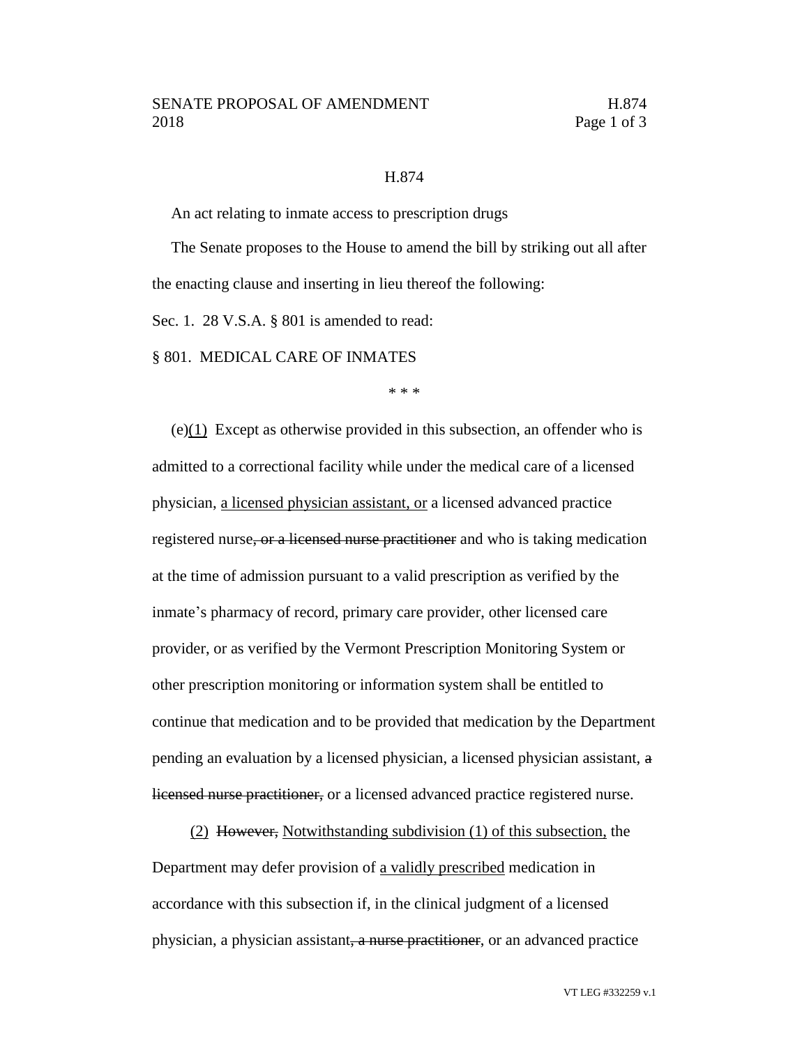H.874

An act relating to inmate access to prescription drugs

The Senate proposes to the House to amend the bill by striking out all after the enacting clause and inserting in lieu thereof the following:

Sec. 1. 28 V.S.A. § 801 is amended to read:

§ 801. MEDICAL CARE OF INMATES

\* \* \*

(e)<u>(1)</u> Except as otherwise provided in this subsection, an offender who is admitted to a correctional facility while under the medical care of a licensed physician, <u>a licensed physician assistant, or</u> a licensed advanced practice registered nurse~~, or a licensed nurse practitioner~~ and who is taking medication at the time of admission pursuant to a valid prescription as verified by the inmate's pharmacy of record, primary care provider, other licensed care provider, or as verified by the Vermont Prescription Monitoring System or other prescription monitoring or information system shall be entitled to continue that medication and to be provided that medication by the Department pending an evaluation by a licensed physician, a licensed physician assistant, ~~a licensed nurse practitioner,~~ or a licensed advanced practice registered nurse.

<u>(2)</u> ~~However,~~ <u>Notwithstanding subdivision (1) of this subsection,</u> the Department may defer provision of <u>a validly prescribed</u> medication in accordance with this subsection if, in the clinical judgment of a licensed physician, a physician assistant~~, a nurse practitioner~~, or an advanced practice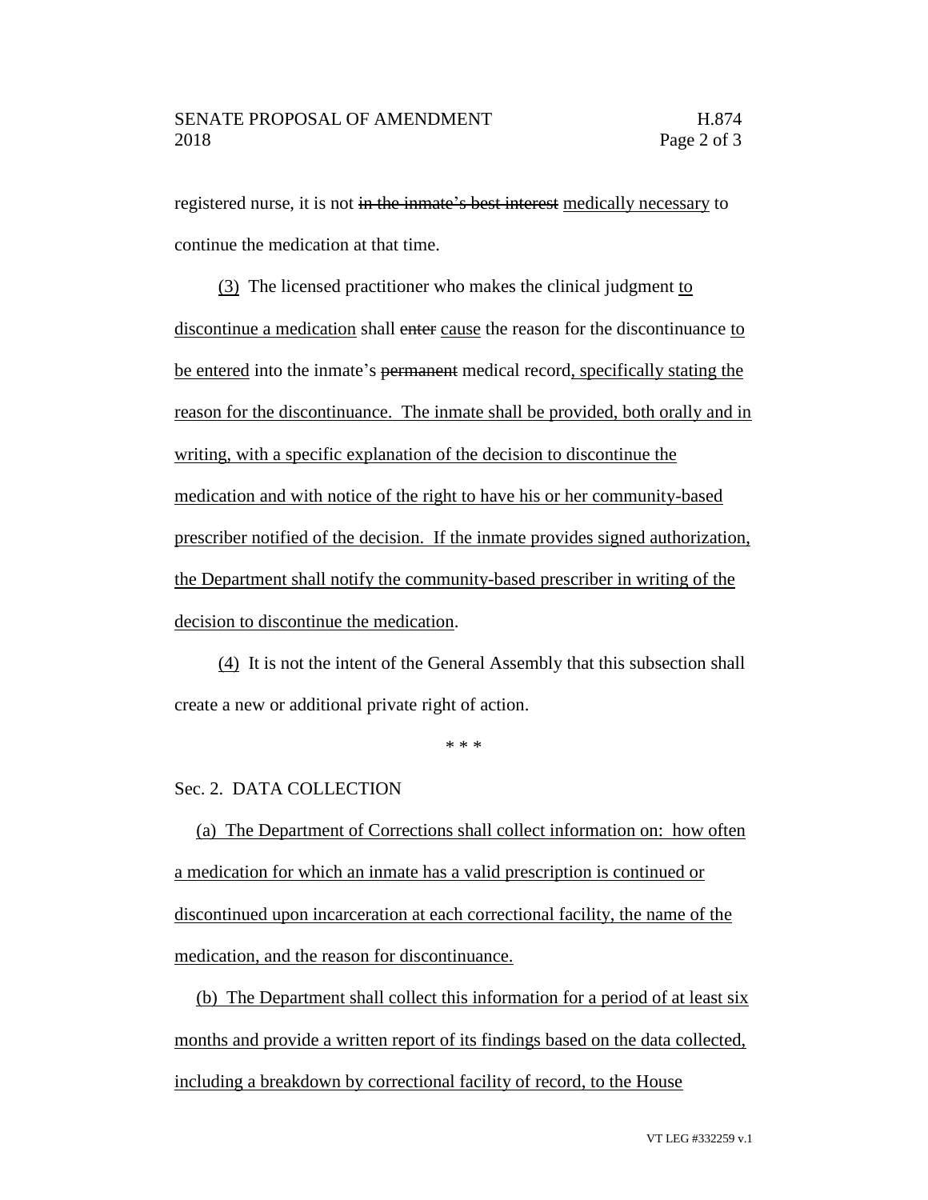registered nurse, it is not ~~in the inmate's best interest~~ <u>medically necessary</u> to continue the medication at that time.

<u>(3)</u> The licensed practitioner who makes the clinical judgment <u>to discontinue a medication</u> shall ~~enter~~ <u>cause</u> the reason for the discontinuance <u>to be entered</u> into the inmate's ~~permanent~~ medical record<u>, specifically stating the reason for the discontinuance. The inmate shall be provided, both orally and in writing, with a specific explanation of the decision to discontinue the medication and with notice of the right to have his or her community-based prescriber notified of the decision. If the inmate provides signed authorization, the Department shall notify the community-based prescriber in writing of the decision to discontinue the medication</u>.

<u>(4)</u> It is not the intent of the General Assembly that this subsection shall create a new or additional private right of action.

\* \* \*

Sec. 2. DATA COLLECTION

<u>(a) The Department of Corrections shall collect information on: how often a medication for which an inmate has a valid prescription is continued or discontinued upon incarceration at each correctional facility, the name of the medication, and the reason for discontinuance.</u>

<u>(b) The Department shall collect this information for a period of at least six months and provide a written report of its findings based on the data collected, including a breakdown by correctional facility of record, to the House</u>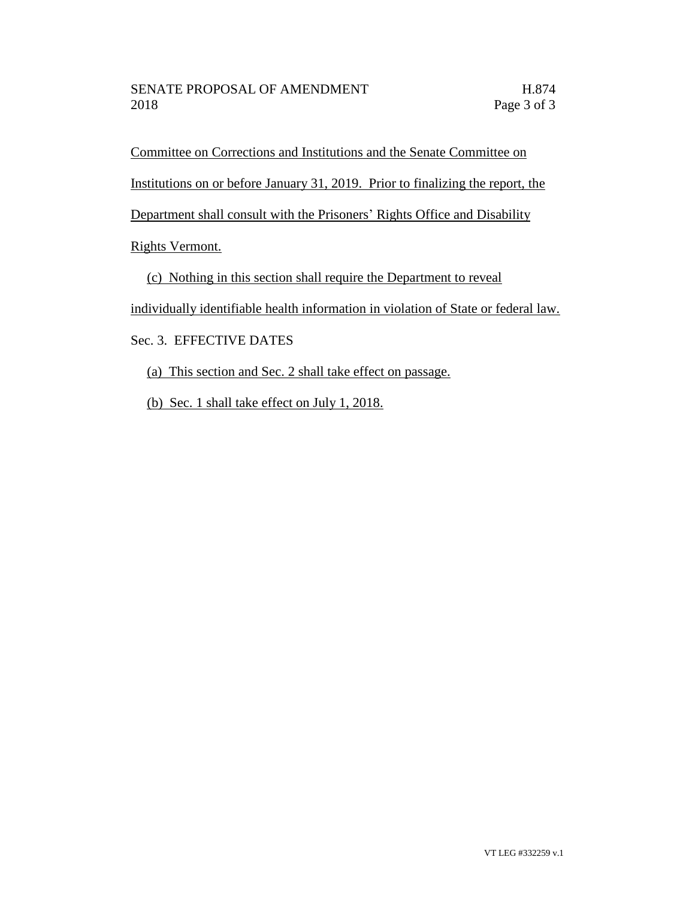Committee on Corrections and Institutions and the Senate Committee on Institutions on or before January 31, 2019. Prior to finalizing the report, the Department shall consult with the Prisoners' Rights Office and Disability Rights Vermont.

(c) Nothing in this section shall require the Department to reveal individually identifiable health information in violation of State or federal law.

Sec. 3. EFFECTIVE DATES

(a) This section and Sec. 2 shall take effect on passage.

(b) Sec. 1 shall take effect on July 1, 2018.

VT LEG #332259 v.1